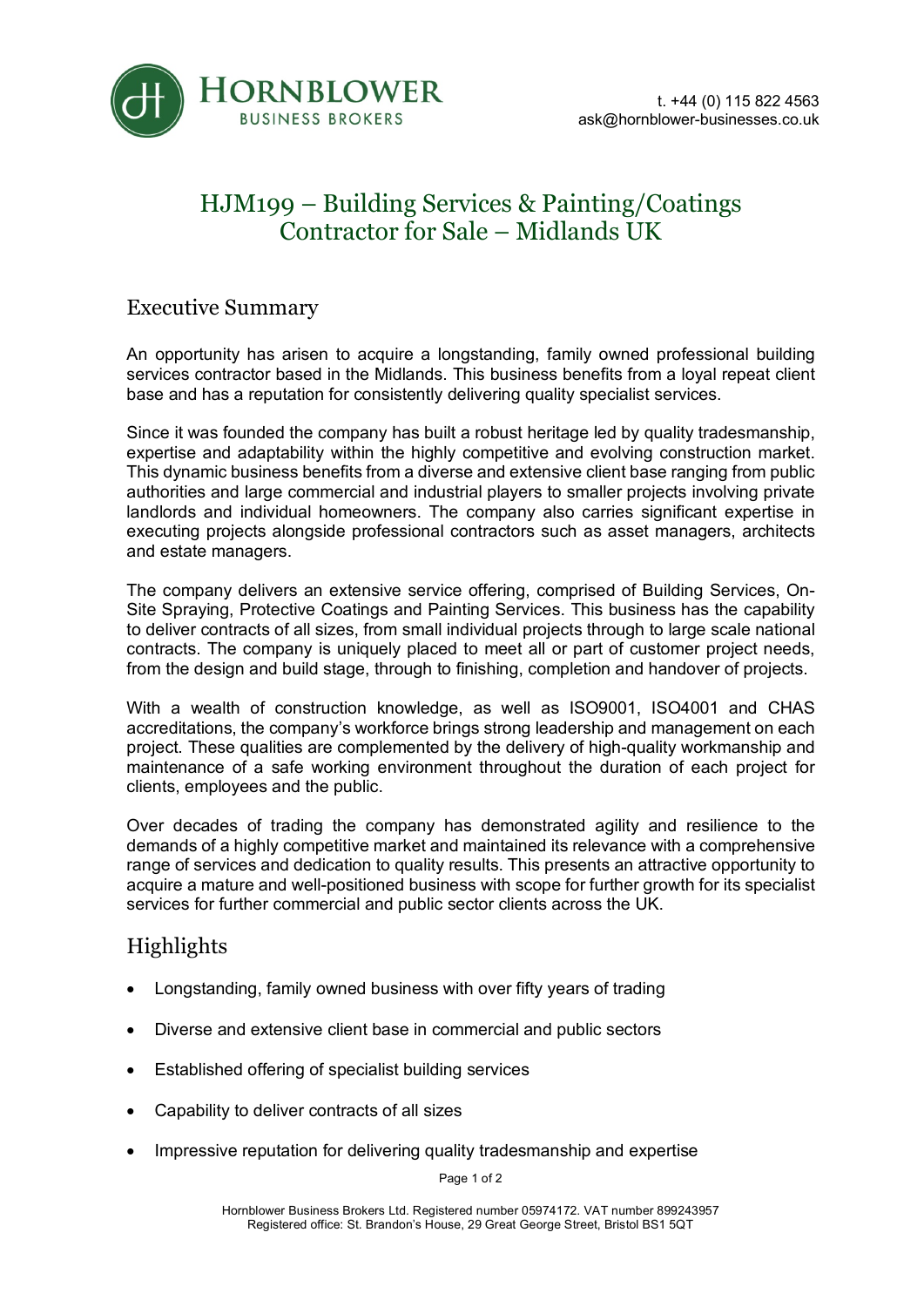t. +44 (0) 115 822 4563
ask@hornblower-businesses.co.uk

# HJM199 – Building Services & Painting/Coatings Contractor for Sale – Midlands UK

## Executive Summary

An opportunity has arisen to acquire a longstanding, family owned professional building services contractor based in the Midlands. This business benefits from a loyal repeat client base and has a reputation for consistently delivering quality specialist services.

Since it was founded the company has built a robust heritage led by quality tradesmanship, expertise and adaptability within the highly competitive and evolving construction market. This dynamic business benefits from a diverse and extensive client base ranging from public authorities and large commercial and industrial players to smaller projects involving private landlords and individual homeowners. The company also carries significant expertise in executing projects alongside professional contractors such as asset managers, architects and estate managers.

The company delivers an extensive service offering, comprised of Building Services, On-Site Spraying, Protective Coatings and Painting Services. This business has the capability to deliver contracts of all sizes, from small individual projects through to large scale national contracts. The company is uniquely placed to meet all or part of customer project needs, from the design and build stage, through to finishing, completion and handover of projects.

With a wealth of construction knowledge, as well as ISO9001, ISO4001 and CHAS accreditations, the company's workforce brings strong leadership and management on each project. These qualities are complemented by the delivery of high-quality workmanship and maintenance of a safe working environment throughout the duration of each project for clients, employees and the public.

Over decades of trading the company has demonstrated agility and resilience to the demands of a highly competitive market and maintained its relevance with a comprehensive range of services and dedication to quality results. This presents an attractive opportunity to acquire a mature and well-positioned business with scope for further growth for its specialist services for further commercial and public sector clients across the UK.

## Highlights

- Longstanding, family owned business with over fifty years of trading
- Diverse and extensive client base in commercial and public sectors
- Established offering of specialist building services
- Capability to deliver contracts of all sizes
- Impressive reputation for delivering quality tradesmanship and expertise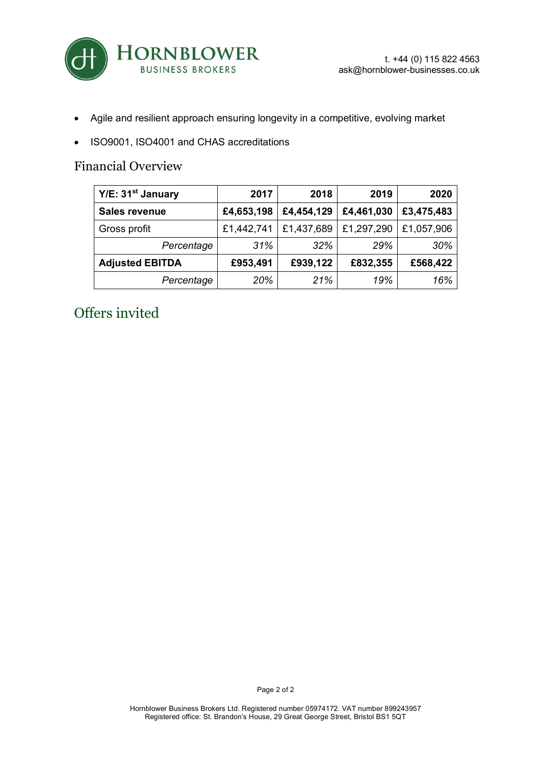- Agile and resilient approach ensuring longevity in a competitive, evolving market
- ISO9001, ISO4001 and CHAS accreditations

## Financial Overview

| **Y/E: 31st January** | **2017** | **2018** | **2019** | **2020** |
|---|---|---|---|---|
| **Sales revenue** | **£4,653,198** | **£4,454,129** | **£4,461,030** | **£3,475,483** |
| Gross profit | £1,442,741 | £1,437,689 | £1,297,290 | £1,057,906 |
| *Percentage* | *31%* | *32%* | *29%* | *30%* |
| **Adjusted EBITDA** | **£953,491** | **£939,122** | **£832,355** | **£568,422** |
| *Percentage* | *20%* | *21%* | *19%* | *16%* |

## Offers invited

Hornblower Business Brokers Ltd. Registered number 05974172. VAT number 899243957
Registered office: St. Brandon's House, 29 Great George Street, Bristol BS1 5QT